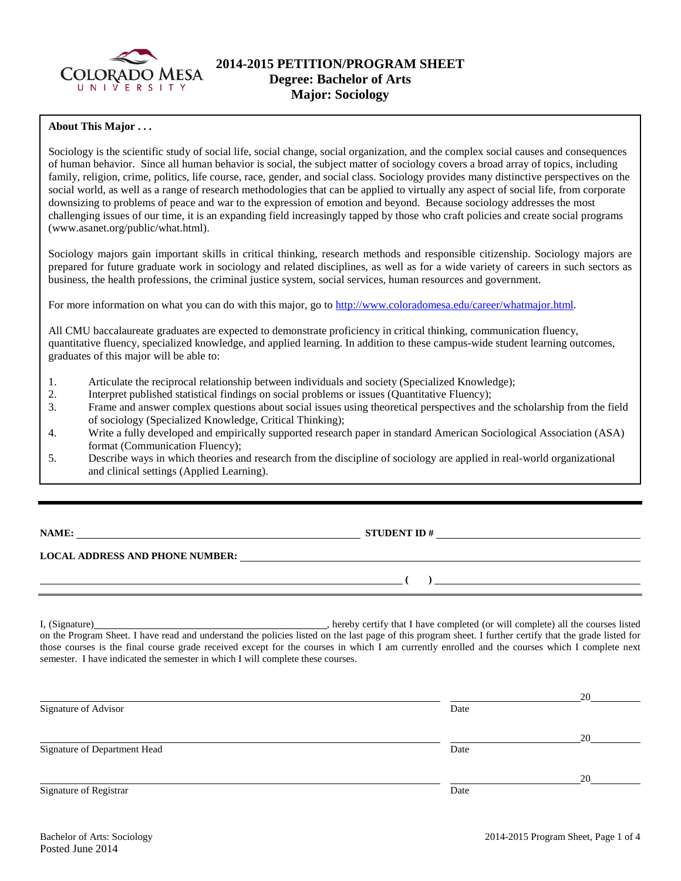# 2014-2015 PETITION/PROGRAM SHEET
## Degree: Bachelor of Arts
## Major: Sociology

**About This Major . . .**

Sociology is the scientific study of social life, social change, social organization, and the complex social causes and consequences of human behavior. Since all human behavior is social, the subject matter of sociology covers a broad array of topics, including family, religion, crime, politics, life course, race, gender, and social class. Sociology provides many distinctive perspectives on the social world, as well as a range of research methodologies that can be applied to virtually any aspect of social life, from corporate downsizing to problems of peace and war to the expression of emotion and beyond. Because sociology addresses the most challenging issues of our time, it is an expanding field increasingly tapped by those who craft policies and create social programs (www.asanet.org/public/what.html).

Sociology majors gain important skills in critical thinking, research methods and responsible citizenship. Sociology majors are prepared for future graduate work in sociology and related disciplines, as well as for a wide variety of careers in such sectors as business, the health professions, the criminal justice system, social services, human resources and government.

For more information on what you can do with this major, go to http://www.coloradomesa.edu/career/whatmajor.html.

All CMU baccalaureate graduates are expected to demonstrate proficiency in critical thinking, communication fluency, quantitative fluency, specialized knowledge, and applied learning. In addition to these campus-wide student learning outcomes, graduates of this major will be able to:

1. Articulate the reciprocal relationship between individuals and society (Specialized Knowledge);
2. Interpret published statistical findings on social problems or issues (Quantitative Fluency);
3. Frame and answer complex questions about social issues using theoretical perspectives and the scholarship from the field of sociology (Specialized Knowledge, Critical Thinking);
4. Write a fully developed and empirically supported research paper in standard American Sociological Association (ASA) format (Communication Fluency);
5. Describe ways in which theories and research from the discipline of sociology are applied in real-world organizational and clinical settings (Applied Learning).

---

**NAME:** ______________________________ **STUDENT ID #** ______________________________

**LOCAL ADDRESS AND PHONE NUMBER:** ______________________________

______________________________ **( )** ______________________________

I, (Signature)______________________________, hereby certify that I have completed (or will complete) all the courses listed on the Program Sheet. I have read and understand the policies listed on the last page of this program sheet. I further certify that the grade listed for those courses is the final course grade received except for the courses in which I am currently enrolled and the courses which I complete next semester. I have indicated the semester in which I will complete these courses.

______________________________ ______________ 20______
Signature of Advisor Date

______________________________ ______________ 20______
Signature of Department Head Date

______________________________ ______________ 20______
Signature of Registrar Date

Bachelor of Arts: Sociology
Posted June 2014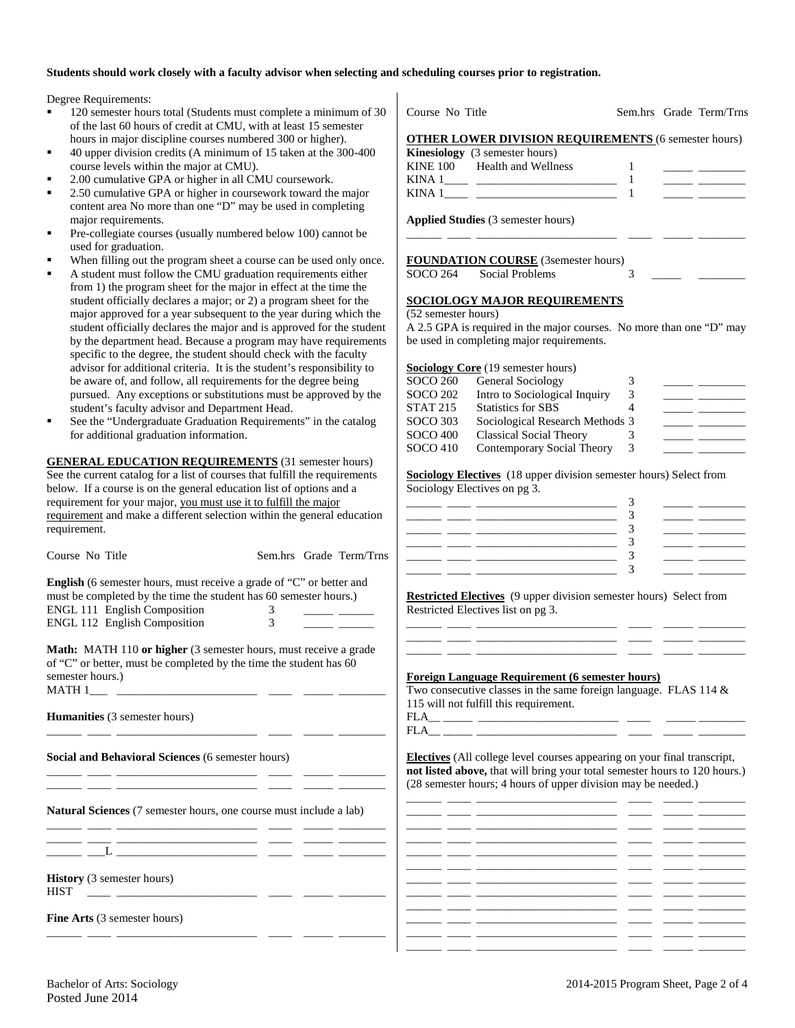**Students should work closely with a faculty advisor when selecting and scheduling courses prior to registration.**

Degree Requirements:

- 120 semester hours total (Students must complete a minimum of 30 of the last 60 hours of credit at CMU, with at least 15 semester hours in major discipline courses numbered 300 or higher).
- 40 upper division credits (A minimum of 15 taken at the 300-400 course levels within the major at CMU).
- 2.00 cumulative GPA or higher in all CMU coursework.
- 2.50 cumulative GPA or higher in coursework toward the major content area No more than one "D" may be used in completing major requirements.
- Pre-collegiate courses (usually numbered below 100) cannot be used for graduation.
- When filling out the program sheet a course can be used only once.
- A student must follow the CMU graduation requirements either from 1) the program sheet for the major in effect at the time the student officially declares a major; or 2) a program sheet for the major approved for a year subsequent to the year during which the student officially declares the major and is approved for the student by the department head. Because a program may have requirements specific to the degree, the student should check with the faculty advisor for additional criteria. It is the student's responsibility to be aware of, and follow, all requirements for the degree being pursued. Any exceptions or substitutions must be approved by the student's faculty advisor and Department Head.
- See the "Undergraduate Graduation Requirements" in the catalog for additional graduation information.

**GENERAL EDUCATION REQUIREMENTS** (31 semester hours) See the current catalog for a list of courses that fulfill the requirements below. If a course is on the general education list of options and a requirement for your major, you must use it to fulfill the major requirement and make a different selection within the general education requirement.

| Course | No | Title | Sem.hrs | Grade | Term/Trns |
|---|---|---|---|---|---|

**English** (6 semester hours, must receive a grade of "C" or better and must be completed by the time the student has 60 semester hours.)

| Course | No | Title | Sem.hrs | Grade | Term/Trns |
|---|---|---|---|---|---|
| ENGL | 111 | English Composition | 3 | | |
| ENGL | 112 | English Composition | 3 | | |

**Math:** MATH 110 **or higher** (3 semester hours, must receive a grade of "C" or better, must be completed by the time the student has 60 semester hours.)

| Course | No | Title | Sem.hrs | Grade | Term/Trns |
|---|---|---|---|---|---|
| MATH | 1___ | | | | |

**Humanities** (3 semester hours)

| Course | No | Title | Sem.hrs | Grade | Term/Trns |
|---|---|---|---|---|---|
| | | | | | |

**Social and Behavioral Sciences** (6 semester hours)

| Course | No | Title | Sem.hrs | Grade | Term/Trns |
|---|---|---|---|---|---|
| | | | | | |
| | | | | | |

**Natural Sciences** (7 semester hours, one course must include a lab)

| Course | No | Title | Sem.hrs | Grade | Term/Trns |
|---|---|---|---|---|---|
| | | | | | |
| | | | | | |
| | ___L | | | | |

**History** (3 semester hours)

| Course | No | Title | Sem.hrs | Grade | Term/Trns |
|---|---|---|---|---|---|
| HIST | | | | | |

**Fine Arts** (3 semester hours)

| Course | No | Title | Sem.hrs | Grade | Term/Trns |
|---|---|---|---|---|---|
| | | | | | |

**OTHER LOWER DIVISION REQUIREMENTS** (6 semester hours)

**Kinesiology** (3 semester hours)

| Course | No | Title | Sem.hrs | Grade | Term/Trns |
|---|---|---|---|---|---|
| KINE | 100 | Health and Wellness | 1 | | |
| KINA | 1____ | | 1 | | |
| KINA | 1____ | | 1 | | |

**Applied Studies** (3 semester hours)

| Course | No | Title | Sem.hrs | Grade | Term/Trns |
|---|---|---|---|---|---|
| | | | | | |

**FOUNDATION COURSE** (3semester hours)

| Course | No | Title | Sem.hrs | Grade | Term/Trns |
|---|---|---|---|---|---|
| SOCO | 264 | Social Problems | 3 | | |

**SOCIOLOGY MAJOR REQUIREMENTS**

(52 semester hours)

A 2.5 GPA is required in the major courses. No more than one "D" may be used in completing major requirements.

**Sociology Core** (19 semester hours)

| Course | No | Title | Sem.hrs | Grade | Term/Trns |
|---|---|---|---|---|---|
| SOCO | 260 | General Sociology | 3 | | |
| SOCO | 202 | Intro to Sociological Inquiry | 3 | | |
| STAT | 215 | Statistics for SBS | 4 | | |
| SOCO | 303 | Sociological Research Methods | 3 | | |
| SOCO | 400 | Classical Social Theory | 3 | | |
| SOCO | 410 | Contemporary Social Theory | 3 | | |

**Sociology Electives** (18 upper division semester hours) Select from Sociology Electives on pg 3.

| Course | No | Title | Sem.hrs | Grade | Term/Trns |
|---|---|---|---|---|---|
| | | | 3 | | |
| | | | 3 | | |
| | | | 3 | | |
| | | | 3 | | |
| | | | 3 | | |
| | | | 3 | | |

**Restricted Electives** (9 upper division semester hours) Select from Restricted Electives list on pg 3.

| Course | No | Title | Sem.hrs | Grade | Term/Trns |
|---|---|---|---|---|---|
| | | | | | |
| | | | | | |
| | | | | | |

**Foreign Language Requirement (6 semester hours)**

Two consecutive classes in the same foreign language. FLAS 114 & 115 will not fulfill this requirement.

| Course | No | Title | Sem.hrs | Grade | Term/Trns |
|---|---|---|---|---|---|
| FLA__ | | | | | |
| FLA__ | | | | | |

**Electives** (All college level courses appearing on your final transcript, **not listed above,** that will bring your total semester hours to 120 hours.) (28 semester hours; 4 hours of upper division may be needed.)

| Course | No | Title | Sem.hrs | Grade | Term/Trns |
|---|---|---|---|---|---|
| | | | | | |
| | | | | | |
| | | | | | |
| | | | | | |
| | | | | | |
| | | | | | |
| | | | | | |
| | | | | | |
| | | | | | |
| | | | | | |
| | | | | | |
| | | | | | |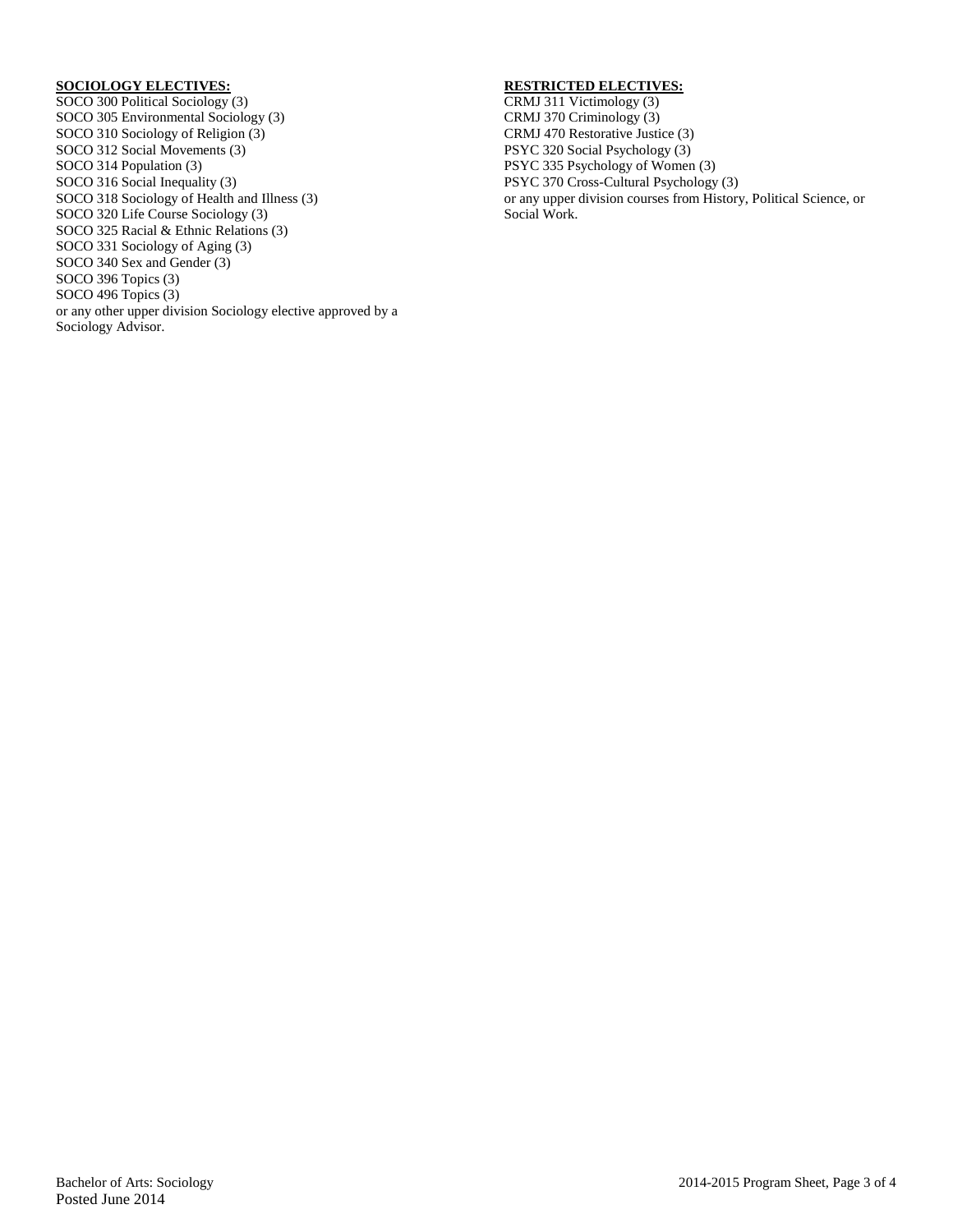**SOCIOLOGY ELECTIVES:**

SOCO 300 Political Sociology (3)
SOCO 305 Environmental Sociology (3)
SOCO 310 Sociology of Religion (3)
SOCO 312 Social Movements (3)
SOCO 314 Population (3)
SOCO 316 Social Inequality (3)
SOCO 318 Sociology of Health and Illness (3)
SOCO 320 Life Course Sociology (3)
SOCO 325 Racial & Ethnic Relations (3)
SOCO 331 Sociology of Aging (3)
SOCO 340 Sex and Gender (3)
SOCO 396 Topics (3)
SOCO 496 Topics (3)
or any other upper division Sociology elective approved by a Sociology Advisor.

**RESTRICTED ELECTIVES:**

CRMJ 311 Victimology (3)
CRMJ 370 Criminology (3)
CRMJ 470 Restorative Justice (3)
PSYC 320 Social Psychology (3)
PSYC 335 Psychology of Women (3)
PSYC 370 Cross-Cultural Psychology (3)
or any upper division courses from History, Political Science, or Social Work.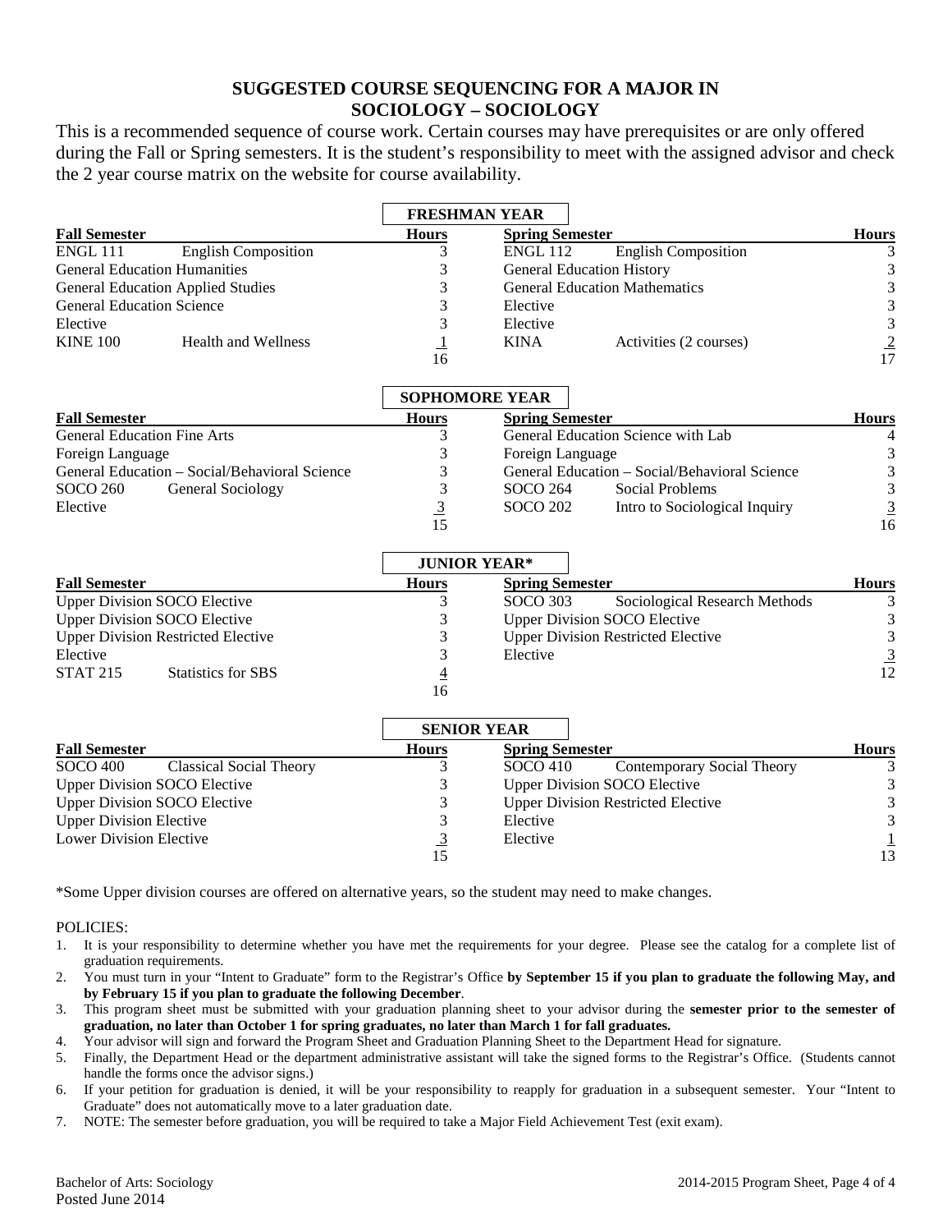## SUGGESTED COURSE SEQUENCING FOR A MAJOR IN SOCIOLOGY – SOCIOLOGY

This is a recommended sequence of course work. Certain courses may have prerequisites or are only offered during the Fall or Spring semesters. It is the student's responsibility to meet with the assigned advisor and check the 2 year course matrix on the website for course availability.

### FRESHMAN YEAR

| Fall Semester | | Hours | Spring Semester | | Hours |
|---|---|---|---|---|---|
| ENGL 111 | English Composition | 3 | ENGL 112 | English Composition | 3 |
| General Education Humanities | | 3 | General Education History | | 3 |
| General Education Applied Studies | | 3 | General Education Mathematics | | 3 |
| General Education Science | | 3 | Elective | | 3 |
| Elective | | 3 | Elective | | 3 |
| KINE 100 | Health and Wellness | 1 | KINA | Activities (2 courses) | 2 |
| | | 16 | | | 17 |

### SOPHOMORE YEAR

| Fall Semester | | Hours | Spring Semester | | Hours |
|---|---|---|---|---|---|
| General Education Fine Arts | | 3 | General Education Science with Lab | | 4 |
| Foreign Language | | 3 | Foreign Language | | 3 |
| General Education – Social/Behavioral Science | | 3 | General Education – Social/Behavioral Science | | 3 |
| SOCO 260 | General Sociology | 3 | SOCO 264 | Social Problems | 3 |
| Elective | | 3 | SOCO 202 | Intro to Sociological Inquiry | 3 |
| | | 15 | | | 16 |

### JUNIOR YEAR*

| Fall Semester | | Hours | Spring Semester | | Hours |
|---|---|---|---|---|---|
| Upper Division SOCO Elective | | 3 | SOCO 303 | Sociological Research Methods | 3 |
| Upper Division SOCO Elective | | 3 | Upper Division SOCO Elective | | 3 |
| Upper Division Restricted Elective | | 3 | Upper Division Restricted Elective | | 3 |
| Elective | | 3 | Elective | | 3 |
| STAT 215 | Statistics for SBS | 4 | | | 12 |
| | | 16 | | | |

### SENIOR YEAR

| Fall Semester | | Hours | Spring Semester | | Hours |
|---|---|---|---|---|---|
| SOCO 400 | Classical Social Theory | 3 | SOCO 410 | Contemporary Social Theory | 3 |
| Upper Division SOCO Elective | | 3 | Upper Division SOCO Elective | | 3 |
| Upper Division SOCO Elective | | 3 | Upper Division Restricted Elective | | 3 |
| Upper Division Elective | | 3 | Elective | | 3 |
| Lower Division Elective | | 3 | Elective | | 1 |
| | | 15 | | | 13 |

*Some Upper division courses are offered on alternative years, so the student may need to make changes.

POLICIES:

1. It is your responsibility to determine whether you have met the requirements for your degree. Please see the catalog for a complete list of graduation requirements.
2. You must turn in your "Intent to Graduate" form to the Registrar's Office **by September 15 if you plan to graduate the following May, and by February 15 if you plan to graduate the following December**.
3. This program sheet must be submitted with your graduation planning sheet to your advisor during the **semester prior to the semester of graduation, no later than October 1 for spring graduates, no later than March 1 for fall graduates.**
4. Your advisor will sign and forward the Program Sheet and Graduation Planning Sheet to the Department Head for signature.
5. Finally, the Department Head or the department administrative assistant will take the signed forms to the Registrar's Office. (Students cannot handle the forms once the advisor signs.)
6. If your petition for graduation is denied, it will be your responsibility to reapply for graduation in a subsequent semester. Your "Intent to Graduate" does not automatically move to a later graduation date.
7. NOTE: The semester before graduation, you will be required to take a Major Field Achievement Test (exit exam).

Bachelor of Arts: Sociology
Posted June 2014

2014-2015 Program Sheet